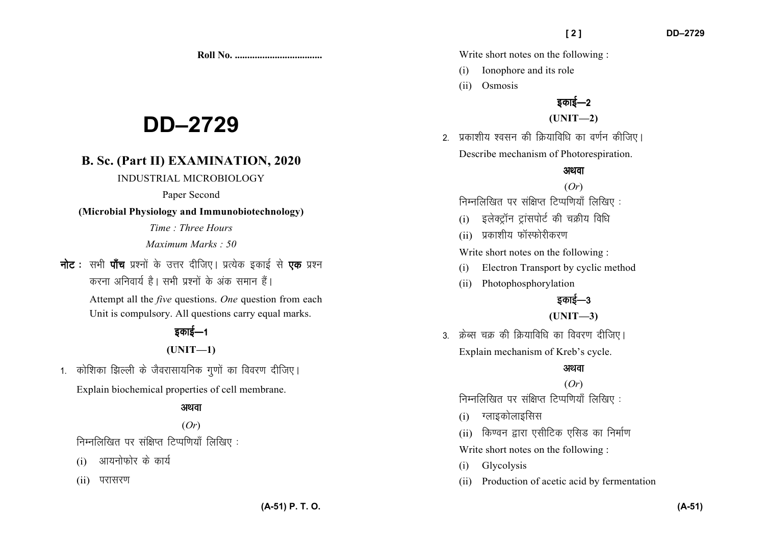Roll No. ..................................

# DD–2729

## B. Sc. (Part II) EXAMINATION, 2020

INDUSTRIAL MICROBIOLOGY

Paper Second

**(Microbial Physiology and Immunobiotechnology)**

*Time : Three Hours*

*Maximum Marks : 50*

**नोट :** सभी **पाँच** प्रश्नों के उत्तर दीजिए। प्रत्येक इकाई से **एक** प्रश्न करना अनिवार्य है। सभी प्रश्नों के अंक समान हैं।

Attempt all the *five* questions. *One* question from each Unit is compulsory. All questions carry equal marks.

### इकाई—1

### (UNIT—1)

1. कोशिका झिल्ली के जैवरासायनिक गुणों का विवरण दीजिए।

   Explain biochemical properties of cell membrane.

   **अथवा**

   (*Or*)

   निम्नलिखित पर संक्षिप्त टिप्पणियाँ लिखिए :

   (i) आयनोफोर के कार्य

   (ii) परासरण

   Write short notes on the following :

   (i) Ionophore and its role

   (ii) Osmosis

### इकाई—2

### (UNIT—2)

2. प्रकाशीय श्वसन की क्रियाविधि का वर्णन कीजिए।

   Describe mechanism of Photorespiration.

   **अथवा**

   (*Or*)

   निम्नलिखित पर संक्षिप्त टिप्पणियाँ लिखिए :

   (i) इलेक्ट्रॉन ट्रांसपोर्ट की चक्रीय विधि

   (ii) प्रकाशीय फॉस्फोरीकरण

   Write short notes on the following :

   (i) Electron Transport by cyclic method

   (ii) Photophosphorylation

### इकाई—3

### (UNIT—3)

3. क्रेब्स चक्र की क्रियाविधि का विवरण दीजिए।

   Explain mechanism of Kreb's cycle.

   **अथवा**

   (*Or*)

   निम्नलिखित पर संक्षिप्त टिप्पणियाँ लिखिए :

   (i) ग्लाइकोलाइसिस

   (ii) किण्वन द्वारा एसीटिक एसिड का निर्माण

   Write short notes on the following :

   (i) Glycolysis

   (ii) Production of acetic acid by fermentation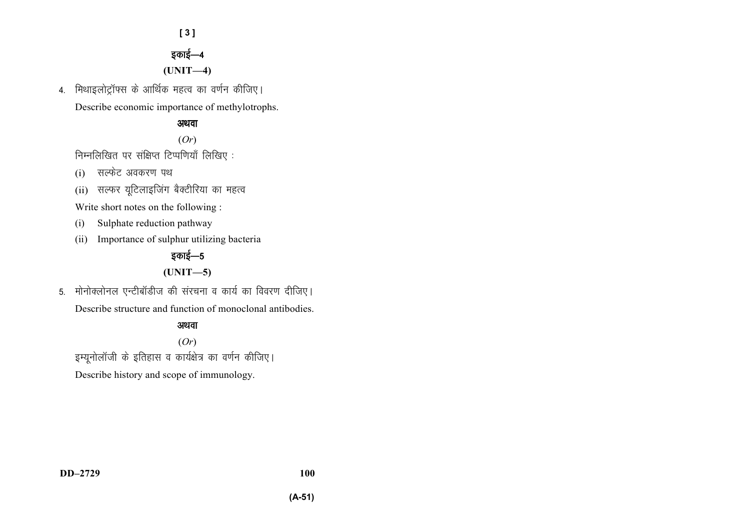## इकाई—4

## (UNIT—4)

4. मिथाइलोट्रॉफ्स के आर्थिक महत्व का वर्णन कीजिए।

   Describe economic importance of methylotrophs.

   **अथवा**

   (*Or*)

   निम्नलिखित पर संक्षिप्त टिप्पणियाँ लिखिए :

   (i) सल्फेट अवकरण पथ

   (ii) सल्फर यूटिलाइजिंग बैक्टीरिया का महत्व

   Write short notes on the following :

   (i) Sulphate reduction pathway

   (ii) Importance of sulphur utilizing bacteria

## इकाई—5

## (UNIT—5)

5. मोनोक्लोनल एन्टीबॉडीज की संरचना व कार्य का विवरण दीजिए।

   Describe structure and function of monoclonal antibodies.

   **अथवा**

   (*Or*)

   इम्यूनोलॉजी के इतिहास व कार्यक्षेत्र का वर्णन कीजिए।

   Describe history and scope of immunology.

DD–2729 100

(A-51)